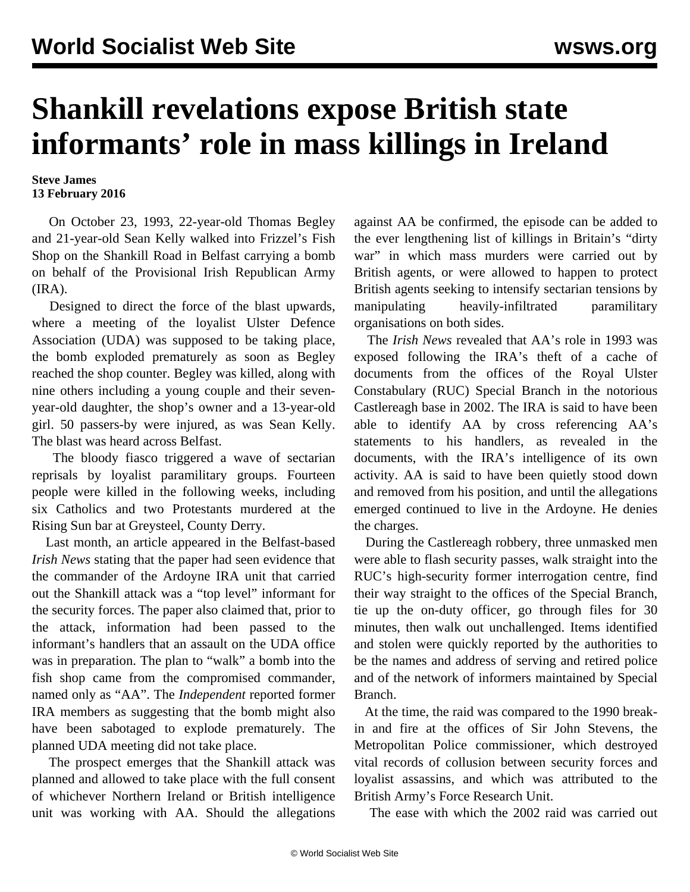# Shankill revelations expose British state informants' role in mass killings in Ireland

**Steve James**
**13 February 2016**

On October 23, 1993, 22-year-old Thomas Begley and 21-year-old Sean Kelly walked into Frizzel's Fish Shop on the Shankill Road in Belfast carrying a bomb on behalf of the Provisional Irish Republican Army (IRA).

Designed to direct the force of the blast upwards, where a meeting of the loyalist Ulster Defence Association (UDA) was supposed to be taking place, the bomb exploded prematurely as soon as Begley reached the shop counter. Begley was killed, along with nine others including a young couple and their seven-year-old daughter, the shop's owner and a 13-year-old girl. 50 passers-by were injured, as was Sean Kelly. The blast was heard across Belfast.

The bloody fiasco triggered a wave of sectarian reprisals by loyalist paramilitary groups. Fourteen people were killed in the following weeks, including six Catholics and two Protestants murdered at the Rising Sun bar at Greysteel, County Derry.

Last month, an article appeared in the Belfast-based *Irish News* stating that the paper had seen evidence that the commander of the Ardoyne IRA unit that carried out the Shankill attack was a "top level" informant for the security forces. The paper also claimed that, prior to the attack, information had been passed to the informant's handlers that an assault on the UDA office was in preparation. The plan to "walk" a bomb into the fish shop came from the compromised commander, named only as "AA". The *Independent* reported former IRA members as suggesting that the bomb might also have been sabotaged to explode prematurely. The planned UDA meeting did not take place.

The prospect emerges that the Shankill attack was planned and allowed to take place with the full consent of whichever Northern Ireland or British intelligence unit was working with AA. Should the allegations against AA be confirmed, the episode can be added to the ever lengthening list of killings in Britain's "dirty war" in which mass murders were carried out by British agents, or were allowed to happen to protect British agents seeking to intensify sectarian tensions by manipulating heavily-infiltrated paramilitary organisations on both sides.

The *Irish News* revealed that AA's role in 1993 was exposed following the IRA's theft of a cache of documents from the offices of the Royal Ulster Constabulary (RUC) Special Branch in the notorious Castlereagh base in 2002. The IRA is said to have been able to identify AA by cross referencing AA's statements to his handlers, as revealed in the documents, with the IRA's intelligence of its own activity. AA is said to have been quietly stood down and removed from his position, and until the allegations emerged continued to live in the Ardoyne. He denies the charges.

During the Castlereagh robbery, three unmasked men were able to flash security passes, walk straight into the RUC's high-security former interrogation centre, find their way straight to the offices of the Special Branch, tie up the on-duty officer, go through files for 30 minutes, then walk out unchallenged. Items identified and stolen were quickly reported by the authorities to be the names and address of serving and retired police and of the network of informers maintained by Special Branch.

At the time, the raid was compared to the 1990 break-in and fire at the offices of Sir John Stevens, the Metropolitan Police commissioner, which destroyed vital records of collusion between security forces and loyalist assassins, and which was attributed to the British Army's Force Research Unit.

The ease with which the 2002 raid was carried out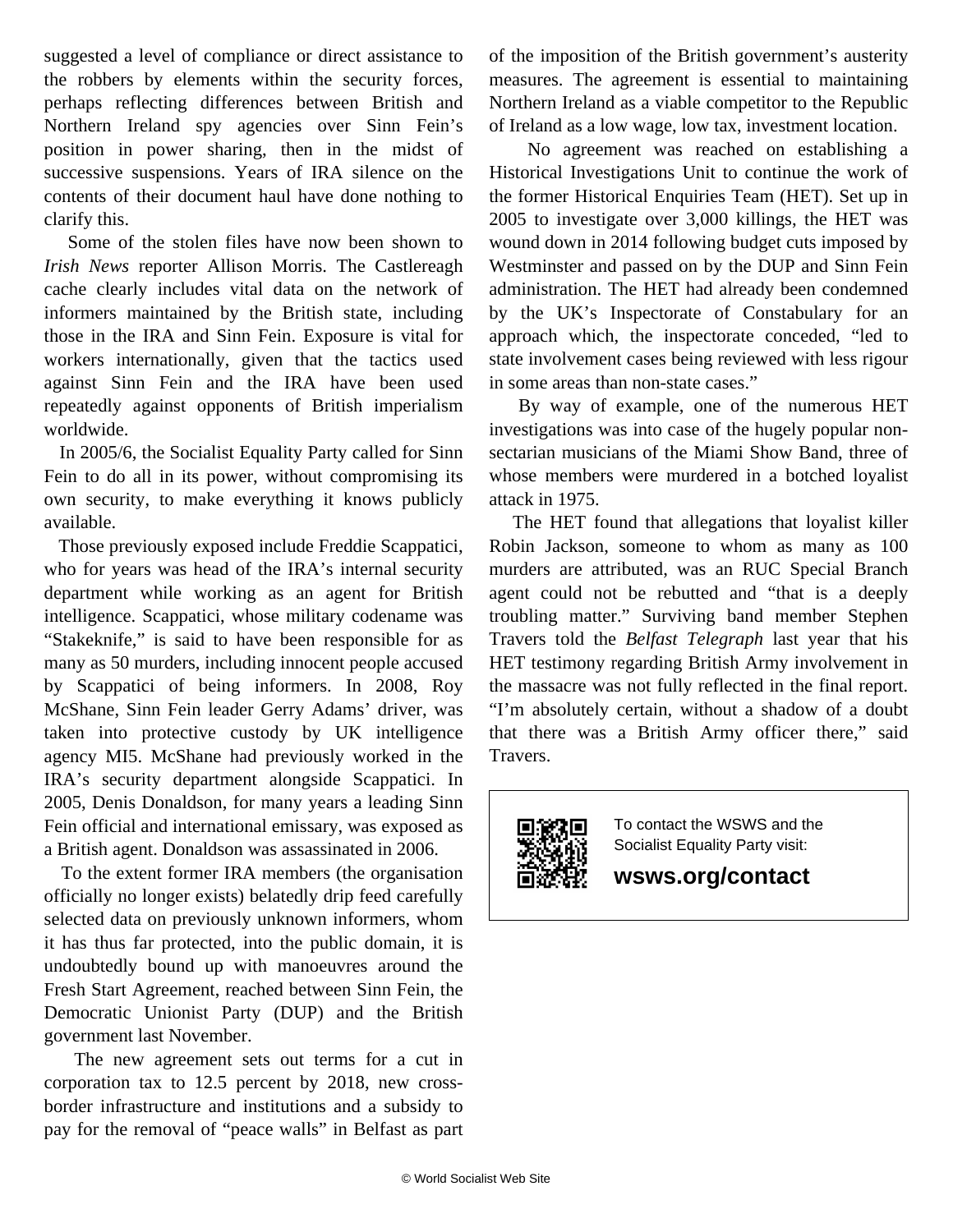suggested a level of compliance or direct assistance to the robbers by elements within the security forces, perhaps reflecting differences between British and Northern Ireland spy agencies over Sinn Fein's position in power sharing, then in the midst of successive suspensions. Years of IRA silence on the contents of their document haul have done nothing to clarify this.

Some of the stolen files have now been shown to *Irish News* reporter Allison Morris. The Castlereagh cache clearly includes vital data on the network of informers maintained by the British state, including those in the IRA and Sinn Fein. Exposure is vital for workers internationally, given that the tactics used against Sinn Fein and the IRA have been used repeatedly against opponents of British imperialism worldwide.

In 2005/6, the Socialist Equality Party called for Sinn Fein to do all in its power, without compromising its own security, to make everything it knows publicly available.

Those previously exposed include Freddie Scappatici, who for years was head of the IRA's internal security department while working as an agent for British intelligence. Scappatici, whose military codename was "Stakeknife," is said to have been responsible for as many as 50 murders, including innocent people accused by Scappatici of being informers. In 2008, Roy McShane, Sinn Fein leader Gerry Adams' driver, was taken into protective custody by UK intelligence agency MI5. McShane had previously worked in the IRA's security department alongside Scappatici. In 2005, Denis Donaldson, for many years a leading Sinn Fein official and international emissary, was exposed as a British agent. Donaldson was assassinated in 2006.

To the extent former IRA members (the organisation officially no longer exists) belatedly drip feed carefully selected data on previously unknown informers, whom it has thus far protected, into the public domain, it is undoubtedly bound up with manoeuvres around the Fresh Start Agreement, reached between Sinn Fein, the Democratic Unionist Party (DUP) and the British government last November.

The new agreement sets out terms for a cut in corporation tax to 12.5 percent by 2018, new cross-border infrastructure and institutions and a subsidy to pay for the removal of "peace walls" in Belfast as part of the imposition of the British government's austerity measures. The agreement is essential to maintaining Northern Ireland as a viable competitor to the Republic of Ireland as a low wage, low tax, investment location.

No agreement was reached on establishing a Historical Investigations Unit to continue the work of the former Historical Enquiries Team (HET). Set up in 2005 to investigate over 3,000 killings, the HET was wound down in 2014 following budget cuts imposed by Westminster and passed on by the DUP and Sinn Fein administration. The HET had already been condemned by the UK's Inspectorate of Constabulary for an approach which, the inspectorate conceded, "led to state involvement cases being reviewed with less rigour in some areas than non-state cases."

By way of example, one of the numerous HET investigations was into case of the hugely popular non-sectarian musicians of the Miami Show Band, three of whose members were murdered in a botched loyalist attack in 1975.

The HET found that allegations that loyalist killer Robin Jackson, someone to whom as many as 100 murders are attributed, was an RUC Special Branch agent could not be rebutted and "that is a deeply troubling matter." Surviving band member Stephen Travers told the *Belfast Telegraph* last year that his HET testimony regarding British Army involvement in the massacre was not fully reflected in the final report. "I'm absolutely certain, without a shadow of a doubt that there was a British Army officer there," said Travers.

To contact the WSWS and the Socialist Equality Party visit:

**wsws.org/contact**